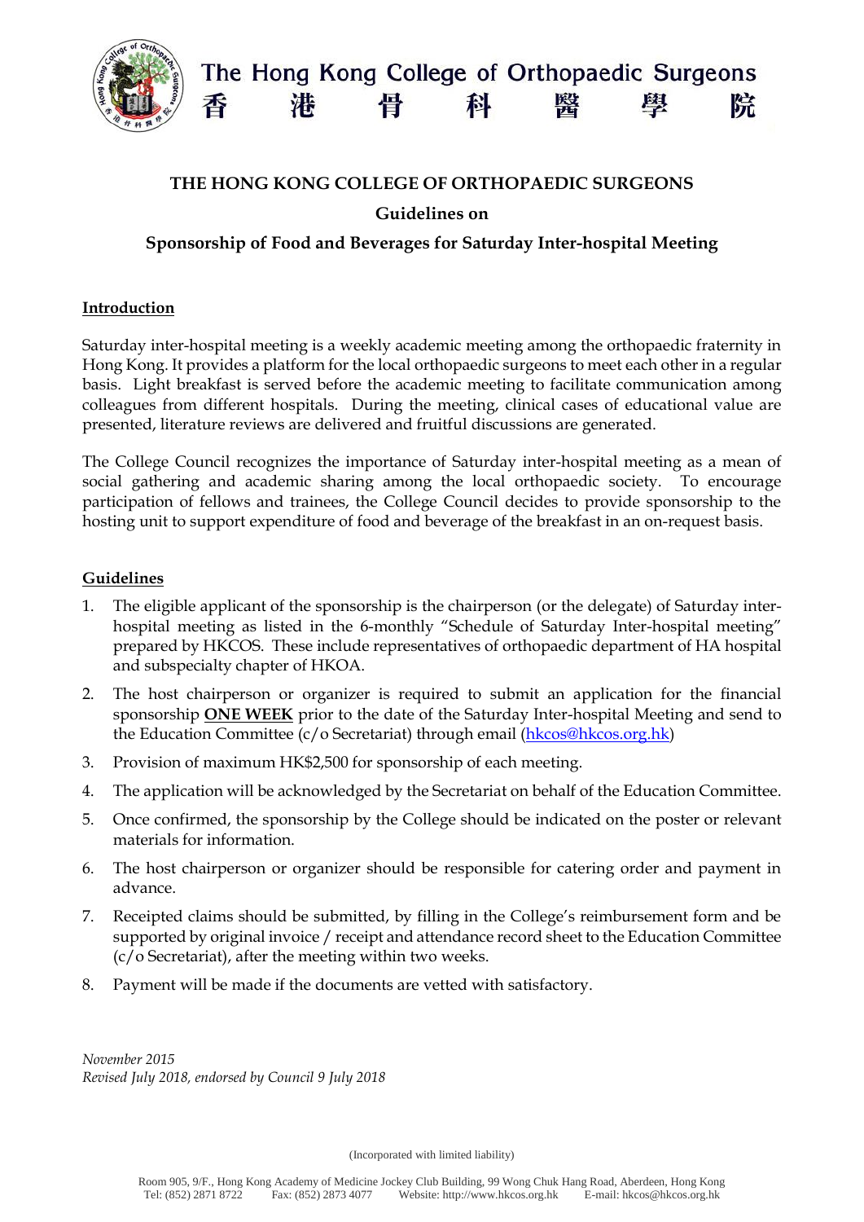The Hong Kong College of Orthopaedic Surgeons
香 港 骨 科 醫 學 院

# THE HONG KONG COLLEGE OF ORTHOPAEDIC SURGEONS

## Guidelines on

## Sponsorship of Food and Beverages for Saturday Inter-hospital Meeting

### Introduction

Saturday inter-hospital meeting is a weekly academic meeting among the orthopaedic fraternity in Hong Kong. It provides a platform for the local orthopaedic surgeons to meet each other in a regular basis. Light breakfast is served before the academic meeting to facilitate communication among colleagues from different hospitals. During the meeting, clinical cases of educational value are presented, literature reviews are delivered and fruitful discussions are generated.

The College Council recognizes the importance of Saturday inter-hospital meeting as a mean of social gathering and academic sharing among the local orthopaedic society. To encourage participation of fellows and trainees, the College Council decides to provide sponsorship to the hosting unit to support expenditure of food and beverage of the breakfast in an on-request basis.

### Guidelines

1. The eligible applicant of the sponsorship is the chairperson (or the delegate) of Saturday inter-hospital meeting as listed in the 6-monthly "Schedule of Saturday Inter-hospital meeting" prepared by HKCOS. These include representatives of orthopaedic department of HA hospital and subspecialty chapter of HKOA.
2. The host chairperson or organizer is required to submit an application for the financial sponsorship **ONE WEEK** prior to the date of the Saturday Inter-hospital Meeting and send to the Education Committee (c/o Secretariat) through email (hkcos@hkcos.org.hk)
3. Provision of maximum HK$2,500 for sponsorship of each meeting.
4. The application will be acknowledged by the Secretariat on behalf of the Education Committee.
5. Once confirmed, the sponsorship by the College should be indicated on the poster or relevant materials for information.
6. The host chairperson or organizer should be responsible for catering order and payment in advance.
7. Receipted claims should be submitted, by filling in the College's reimbursement form and be supported by original invoice / receipt and attendance record sheet to the Education Committee (c/o Secretariat), after the meeting within two weeks.
8. Payment will be made if the documents are vetted with satisfactory.

*November 2015*
*Revised July 2018, endorsed by Council 9 July 2018*

(Incorporated with limited liability)

Room 905, 9/F., Hong Kong Academy of Medicine Jockey Club Building, 99 Wong Chuk Hang Road, Aberdeen, Hong Kong
Tel: (852) 2871 8722 Fax: (852) 2873 4077 Website: http://www.hkcos.org.hk E-mail: hkcos@hkcos.org.hk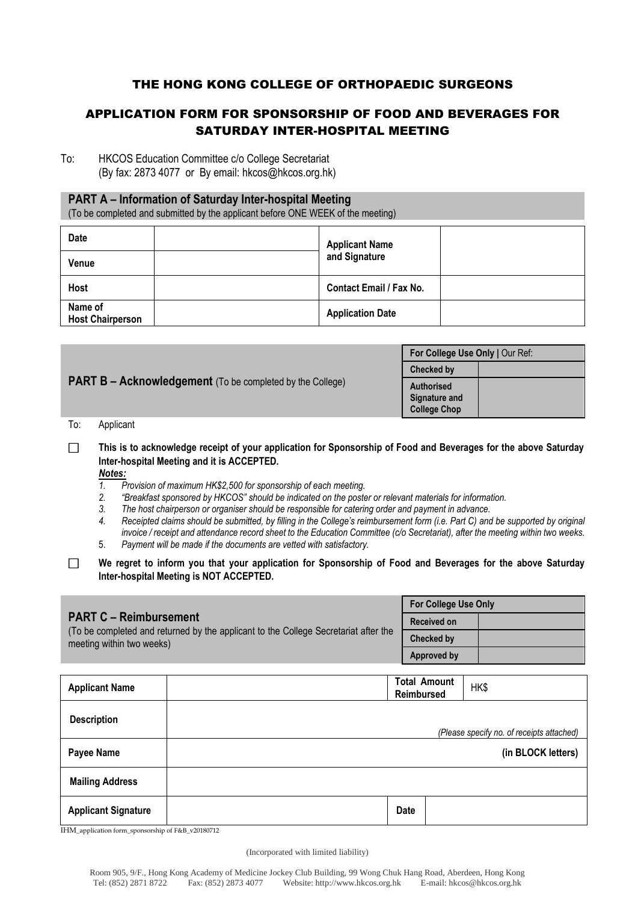# THE HONG KONG COLLEGE OF ORTHOPAEDIC SURGEONS

## APPLICATION FORM FOR SPONSORSHIP OF FOOD AND BEVERAGES FOR SATURDAY INTER-HOSPITAL MEETING

To: HKCOS Education Committee c/o College Secretariat
(By fax: 2873 4077 or By email: hkcos@hkcos.org.hk)

**PART A – Information of Saturday Inter-hospital Meeting**
(To be completed and submitted by the applicant before ONE WEEK of the meeting)

| | | | |
|---|---|---|---|
| **Date** | | **Applicant Name and Signature** | |
| **Venue** | | | |
| **Host** | | **Contact Email / Fax No.** | |
| **Name of Host Chairperson** | | **Application Date** | |

**PART B – Acknowledgement** (To be completed by the College)

| **For College Use Only** \| Our Ref: | |
|---|---|
| **Checked by** | |
| **Authorised Signature and College Chop** | |

To: Applicant

☐ **This is to acknowledge receipt of your application for Sponsorship of Food and Beverages for the above Saturday Inter-hospital Meeting and it is ACCEPTED.**

***Notes:***

1. *Provision of maximum HK$2,500 for sponsorship of each meeting.*
2. *"Breakfast sponsored by HKCOS" should be indicated on the poster or relevant materials for information.*
3. *The host chairperson or organiser should be responsible for catering order and payment in advance.*
4. *Receipted claims should be submitted, by filling in the College's reimbursement form (i.e. Part C) and be supported by original invoice / receipt and attendance record sheet to the Education Committee (c/o Secretariat), after the meeting within two weeks.*
5. *Payment will be made if the documents are vetted with satisfactory.*

☐ **We regret to inform you that your application for Sponsorship of Food and Beverages for the above Saturday Inter-hospital Meeting is NOT ACCEPTED.**

**PART C – Reimbursement**
(To be completed and returned by the applicant to the College Secretariat after the meeting within two weeks)

| **For College Use Only** | |
|---|---|
| **Received on** | |
| **Checked by** | |
| **Approved by** | |

| | | | |
|---|---|---|---|
| **Applicant Name** | | **Total Amount Reimbursed** | HK$ |
| **Description** | *(Please specify no. of receipts attached)* | | |
| **Payee Name** | **(in BLOCK letters)** | | |
| **Mailing Address** | | | |
| **Applicant Signature** | | **Date** | |

IHM_application form_sponsorship of F&B_v20180712

(Incorporated with limited liability)

Room 905, 9/F., Hong Kong Academy of Medicine Jockey Club Building, 99 Wong Chuk Hang Road, Aberdeen, Hong Kong
Tel: (852) 2871 8722 Fax: (852) 2873 4077 Website: http://www.hkcos.org.hk E-mail: hkcos@hkcos.org.hk